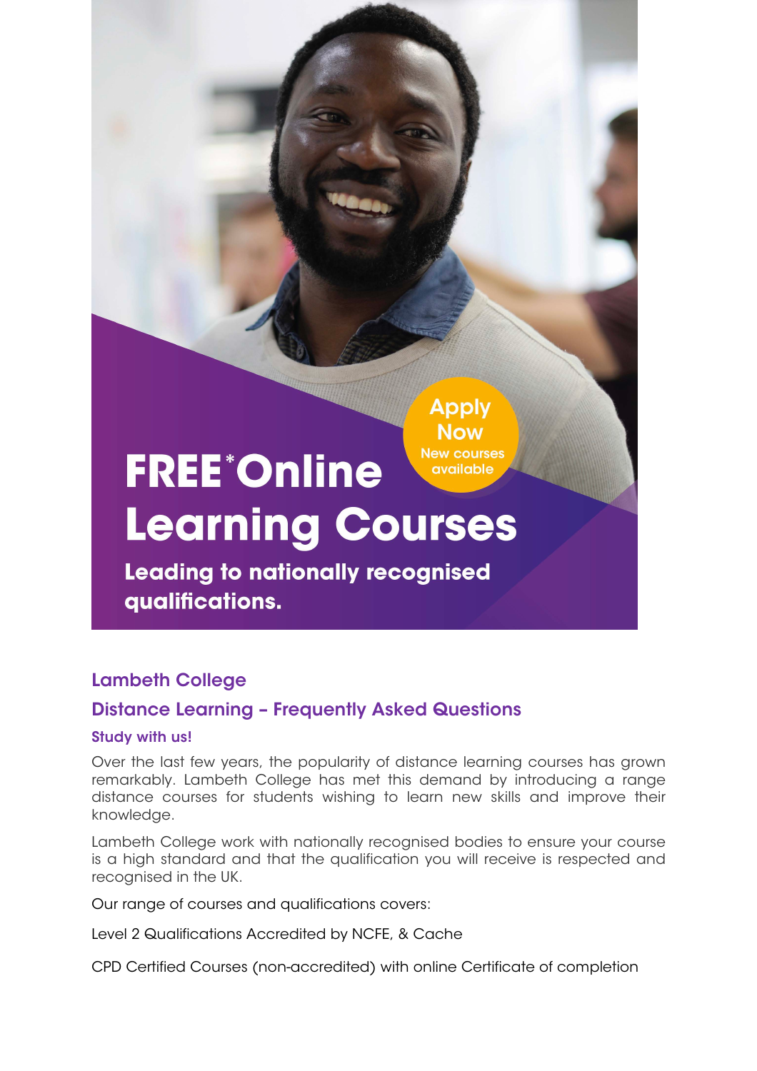Apply Now

New courses available

# FREE* Online Learning Courses

**Leading to nationally recognised qualifications.**

## Lambeth College

## Distance Learning – Frequently Asked Questions

### Study with us!

Over the last few years, the popularity of distance learning courses has grown remarkably. Lambeth College has met this demand by introducing a range distance courses for students wishing to learn new skills and improve their knowledge.

Lambeth College work with nationally recognised bodies to ensure your course is a high standard and that the qualification you will receive is respected and recognised in the UK.

Our range of courses and qualifications covers:

Level 2 Qualifications Accredited by NCFE, & Cache

CPD Certified Courses (non-accredited) with online Certificate of completion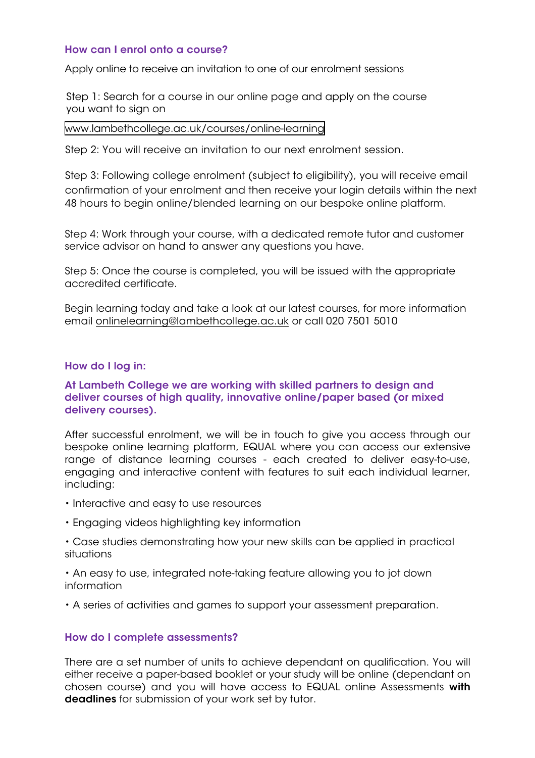### How can I enrol onto a course?

Apply online to receive an invitation to one of our enrolment sessions

Step 1: Search for a course in our online page and apply on the course you want to sign on

www.lambethcollege.ac.uk/courses/online-learning

Step 2: You will receive an invitation to our next enrolment session.

Step 3: Following college enrolment (subject to eligibility), you will receive email confirmation of your enrolment and then receive your login details within the next 48 hours to begin online/blended learning on our bespoke online platform.

Step 4: Work through your course, with a dedicated remote tutor and customer service advisor on hand to answer any questions you have.

Step 5: Once the course is completed, you will be issued with the appropriate accredited certificate.

Begin learning today and take a look at our latest courses, for more information email onlinelearning@lambethcollege.ac.uk or call 020 7501 5010

### How do I log in:

**At Lambeth College we are working with skilled partners to design and deliver courses of high quality, innovative online/paper based (or mixed delivery courses).**

After successful enrolment, we will be in touch to give you access through our bespoke online learning platform, EQUAL where you can access our extensive range of distance learning courses - each created to deliver easy-to-use, engaging and interactive content with features to suit each individual learner, including:

- Interactive and easy to use resources
- Engaging videos highlighting key information
- Case studies demonstrating how your new skills can be applied in practical situations
- An easy to use, integrated note-taking feature allowing you to jot down information
- A series of activities and games to support your assessment preparation.

### How do I complete assessments?

There are a set number of units to achieve dependant on qualification. You will either receive a paper-based booklet or your study will be online (dependant on chosen course) and you will have access to EQUAL online Assessments **with deadlines** for submission of your work set by tutor.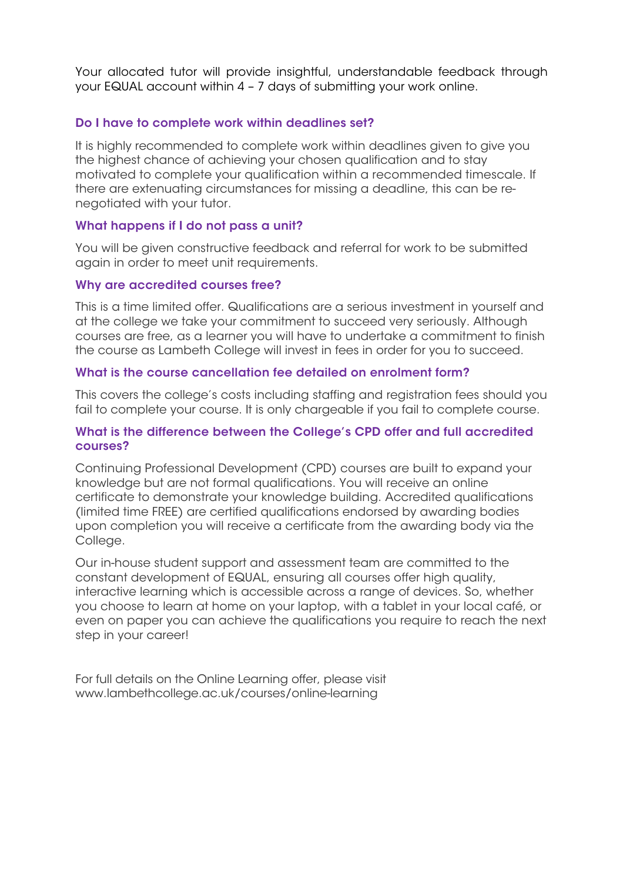Your allocated tutor will provide insightful, understandable feedback through your EQUAL account within 4 – 7 days of submitting your work online.

### Do I have to complete work within deadlines set?

It is highly recommended to complete work within deadlines given to give you the highest chance of achieving your chosen qualification and to stay motivated to complete your qualification within a recommended timescale. If there are extenuating circumstances for missing a deadline, this can be re-negotiated with your tutor.

### What happens if I do not pass a unit?

You will be given constructive feedback and referral for work to be submitted again in order to meet unit requirements.

### Why are accredited courses free?

This is a time limited offer. Qualifications are a serious investment in yourself and at the college we take your commitment to succeed very seriously. Although courses are free, as a learner you will have to undertake a commitment to finish the course as Lambeth College will invest in fees in order for you to succeed.

### What is the course cancellation fee detailed on enrolment form?

This covers the college's costs including staffing and registration fees should you fail to complete your course. It is only chargeable if you fail to complete course.

### What is the difference between the College's CPD offer and full accredited courses?

Continuing Professional Development (CPD) courses are built to expand your knowledge but are not formal qualifications. You will receive an online certificate to demonstrate your knowledge building. Accredited qualifications (limited time FREE) are certified qualifications endorsed by awarding bodies upon completion you will receive a certificate from the awarding body via the College.

Our in-house student support and assessment team are committed to the constant development of EQUAL, ensuring all courses offer high quality, interactive learning which is accessible across a range of devices. So, whether you choose to learn at home on your laptop, with a tablet in your local café, or even on paper you can achieve the qualifications you require to reach the next step in your career!

For full details on the Online Learning offer, please visit www.lambethcollege.ac.uk/courses/online-learning